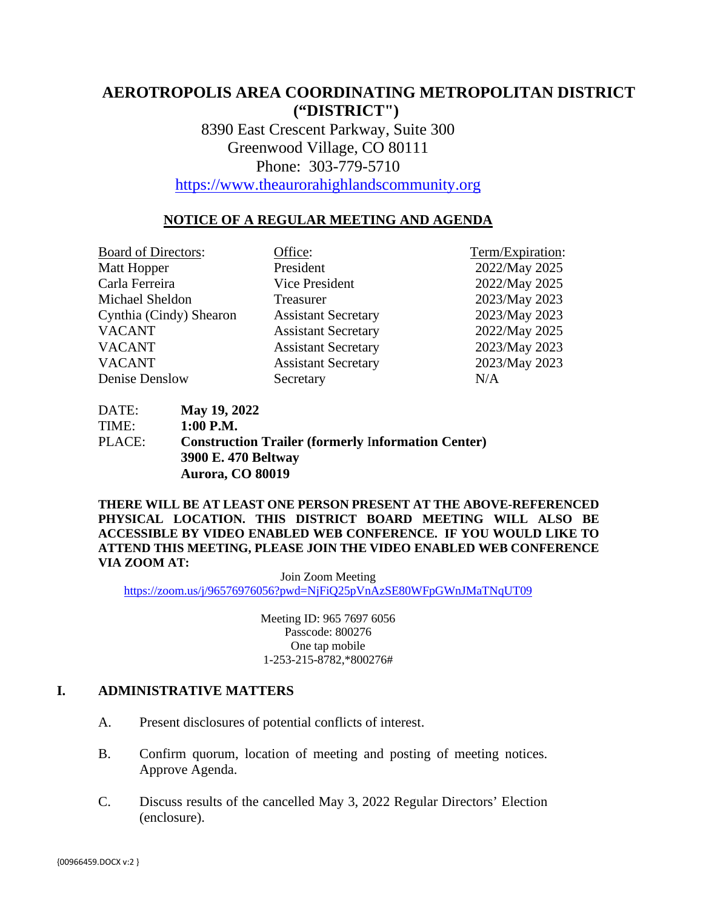# AEROTROPOLIS AREA COORDINATING METROPOLITAN DISTRICT ("DISTRICT")

8390 East Crescent Parkway, Suite 300
Greenwood Village, CO 80111
Phone: 303-779-5710
https://www.theaurorahighlandscommunity.org

## NOTICE OF A REGULAR MEETING AND AGENDA

| Board of Directors: | Office: | Term/Expiration: |
|---|---|---|
| Matt Hopper | President | 2022/May 2025 |
| Carla Ferreira | Vice President | 2022/May 2025 |
| Michael Sheldon | Treasurer | 2023/May 2023 |
| Cynthia (Cindy) Shearon | Assistant Secretary | 2023/May 2023 |
| VACANT | Assistant Secretary | 2022/May 2025 |
| VACANT | Assistant Secretary | 2023/May 2023 |
| VACANT | Assistant Secretary | 2023/May 2023 |
| Denise Denslow | Secretary | N/A |

DATE: **May 19, 2022**
TIME: **1:00 P.M.**
PLACE: **Construction Trailer (formerly Information Center)**
**3900 E. 470 Beltway**
**Aurora, CO 80019**

**THERE WILL BE AT LEAST ONE PERSON PRESENT AT THE ABOVE-REFERENCED PHYSICAL LOCATION. THIS DISTRICT BOARD MEETING WILL ALSO BE ACCESSIBLE BY VIDEO ENABLED WEB CONFERENCE. IF YOU WOULD LIKE TO ATTEND THIS MEETING, PLEASE JOIN THE VIDEO ENABLED WEB CONFERENCE VIA ZOOM AT:**

Join Zoom Meeting
https://zoom.us/j/96576976056?pwd=NjFiQ25pVnAzSE80WFpGWnJMaTNqUT09

Meeting ID: 965 7697 6056
Passcode: 800276
One tap mobile
1-253-215-8782,*800276#

## I. ADMINISTRATIVE MATTERS

A. Present disclosures of potential conflicts of interest.

B. Confirm quorum, location of meeting and posting of meeting notices. Approve Agenda.

C. Discuss results of the cancelled May 3, 2022 Regular Directors' Election (enclosure).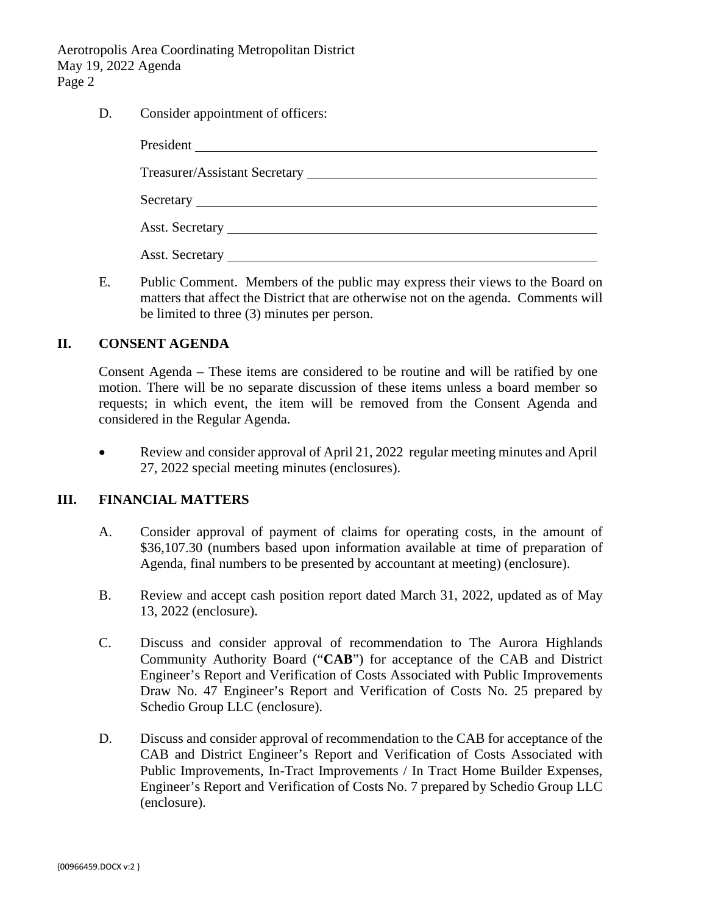D. Consider appointment of officers:

President ______________________________

Treasurer/Assistant Secretary ______________________________

Secretary ______________________________

Asst. Secretary ______________________________

Asst. Secretary ______________________________

E. Public Comment. Members of the public may express their views to the Board on matters that affect the District that are otherwise not on the agenda. Comments will be limited to three (3) minutes per person.

## II. CONSENT AGENDA

Consent Agenda – These items are considered to be routine and will be ratified by one motion. There will be no separate discussion of these items unless a board member so requests; in which event, the item will be removed from the Consent Agenda and considered in the Regular Agenda.

- Review and consider approval of April 21, 2022 regular meeting minutes and April 27, 2022 special meeting minutes (enclosures).

## III. FINANCIAL MATTERS

A. Consider approval of payment of claims for operating costs, in the amount of $36,107.30 (numbers based upon information available at time of preparation of Agenda, final numbers to be presented by accountant at meeting) (enclosure).

B. Review and accept cash position report dated March 31, 2022, updated as of May 13, 2022 (enclosure).

C. Discuss and consider approval of recommendation to The Aurora Highlands Community Authority Board ("**CAB**") for acceptance of the CAB and District Engineer's Report and Verification of Costs Associated with Public Improvements Draw No. 47 Engineer's Report and Verification of Costs No. 25 prepared by Schedio Group LLC (enclosure).

D. Discuss and consider approval of recommendation to the CAB for acceptance of the CAB and District Engineer's Report and Verification of Costs Associated with Public Improvements, In-Tract Improvements / In Tract Home Builder Expenses, Engineer's Report and Verification of Costs No. 7 prepared by Schedio Group LLC (enclosure).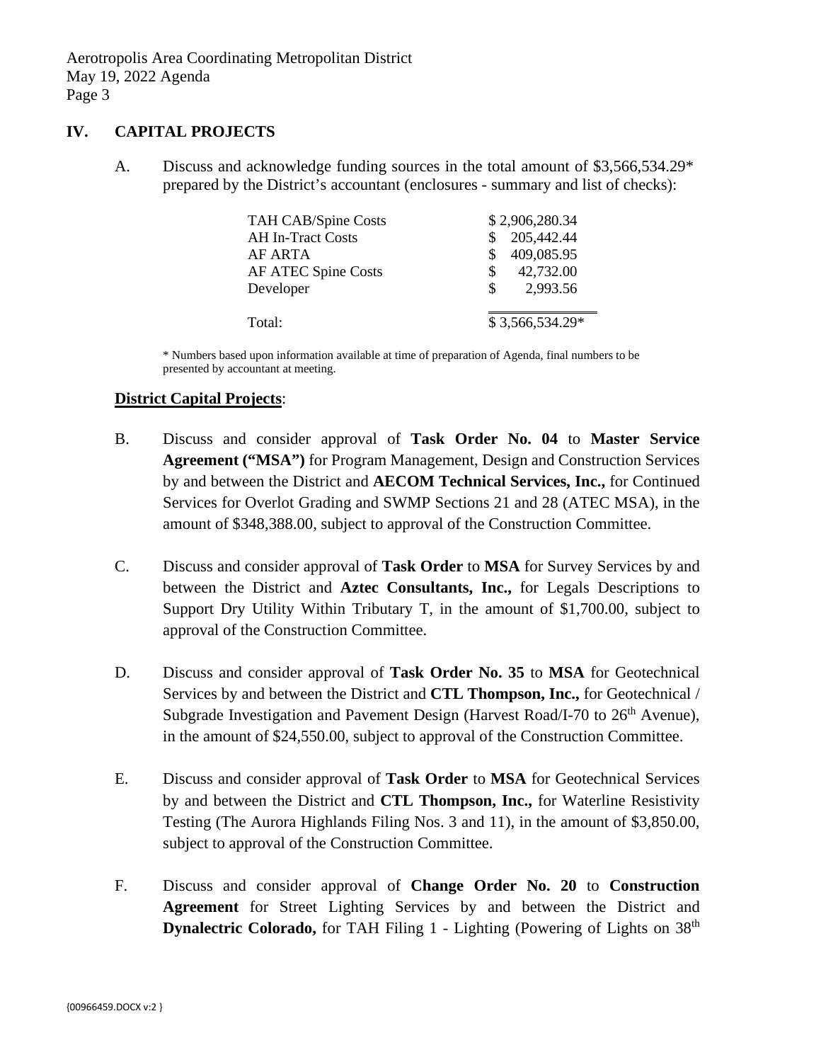## IV. CAPITAL PROJECTS

A. Discuss and acknowledge funding sources in the total amount of $3,566,534.29* prepared by the District's accountant (enclosures - summary and list of checks):

| | |
|---|---|
| TAH CAB/Spine Costs | $ 2,906,280.34 |
| AH In-Tract Costs | $ 205,442.44 |
| AF ARTA | $ 409,085.95 |
| AF ATEC Spine Costs | $ 42,732.00 |
| Developer | $ 2,993.56 |
| Total: | $ 3,566,534.29* |

\* Numbers based upon information available at time of preparation of Agenda, final numbers to be presented by accountant at meeting.

**District Capital Projects**:

B. Discuss and consider approval of **Task Order No. 04** to **Master Service Agreement ("MSA")** for Program Management, Design and Construction Services by and between the District and **AECOM Technical Services, Inc.,** for Continued Services for Overlot Grading and SWMP Sections 21 and 28 (ATEC MSA), in the amount of $348,388.00, subject to approval of the Construction Committee.

C. Discuss and consider approval of **Task Order** to **MSA** for Survey Services by and between the District and **Aztec Consultants, Inc.,** for Legals Descriptions to Support Dry Utility Within Tributary T, in the amount of $1,700.00, subject to approval of the Construction Committee.

D. Discuss and consider approval of **Task Order No. 35** to **MSA** for Geotechnical Services by and between the District and **CTL Thompson, Inc.,** for Geotechnical / Subgrade Investigation and Pavement Design (Harvest Road/I-70 to 26th Avenue), in the amount of $24,550.00, subject to approval of the Construction Committee.

E. Discuss and consider approval of **Task Order** to **MSA** for Geotechnical Services by and between the District and **CTL Thompson, Inc.,** for Waterline Resistivity Testing (The Aurora Highlands Filing Nos. 3 and 11), in the amount of $3,850.00, subject to approval of the Construction Committee.

F. Discuss and consider approval of **Change Order No. 20** to **Construction Agreement** for Street Lighting Services by and between the District and **Dynalectric Colorado,** for TAH Filing 1 - Lighting (Powering of Lights on 38th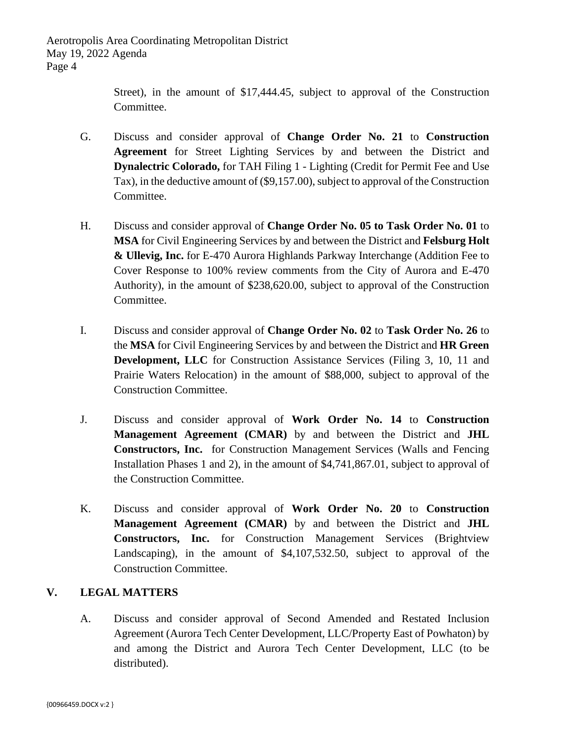Street), in the amount of $17,444.45, subject to approval of the Construction Committee.

G. Discuss and consider approval of **Change Order No. 21** to **Construction Agreement** for Street Lighting Services by and between the District and **Dynalectric Colorado,** for TAH Filing 1 - Lighting (Credit for Permit Fee and Use Tax), in the deductive amount of ($9,157.00), subject to approval of the Construction Committee.

H. Discuss and consider approval of **Change Order No. 05 to Task Order No. 01** to **MSA** for Civil Engineering Services by and between the District and **Felsburg Holt & Ullevig, Inc.** for E-470 Aurora Highlands Parkway Interchange (Addition Fee to Cover Response to 100% review comments from the City of Aurora and E-470 Authority), in the amount of $238,620.00, subject to approval of the Construction Committee.

I. Discuss and consider approval of **Change Order No. 02** to **Task Order No. 26** to the **MSA** for Civil Engineering Services by and between the District and **HR Green Development, LLC** for Construction Assistance Services (Filing 3, 10, 11 and Prairie Waters Relocation) in the amount of $88,000, subject to approval of the Construction Committee.

J. Discuss and consider approval of **Work Order No. 14** to **Construction Management Agreement (CMAR)** by and between the District and **JHL Constructors, Inc.** for Construction Management Services (Walls and Fencing Installation Phases 1 and 2), in the amount of $4,741,867.01, subject to approval of the Construction Committee.

K. Discuss and consider approval of **Work Order No. 20** to **Construction Management Agreement (CMAR)** by and between the District and **JHL Constructors, Inc.** for Construction Management Services (Brightview Landscaping), in the amount of $4,107,532.50, subject to approval of the Construction Committee.

## V. LEGAL MATTERS

A. Discuss and consider approval of Second Amended and Restated Inclusion Agreement (Aurora Tech Center Development, LLC/Property East of Powhaton) by and among the District and Aurora Tech Center Development, LLC (to be distributed).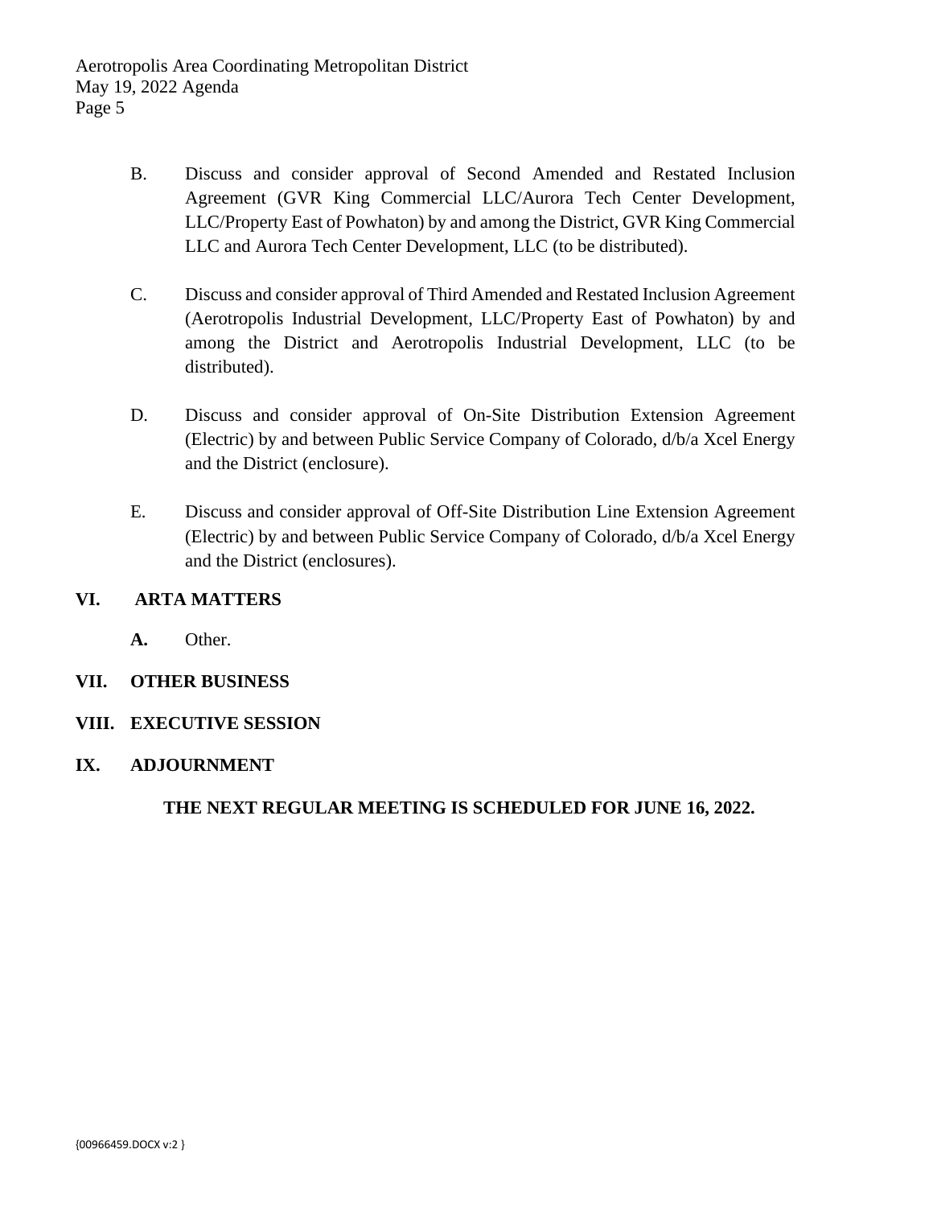B. Discuss and consider approval of Second Amended and Restated Inclusion Agreement (GVR King Commercial LLC/Aurora Tech Center Development, LLC/Property East of Powhaton) by and among the District, GVR King Commercial LLC and Aurora Tech Center Development, LLC (to be distributed).

C. Discuss and consider approval of Third Amended and Restated Inclusion Agreement (Aerotropolis Industrial Development, LLC/Property East of Powhaton) by and among the District and Aerotropolis Industrial Development, LLC (to be distributed).

D. Discuss and consider approval of On-Site Distribution Extension Agreement (Electric) by and between Public Service Company of Colorado, d/b/a Xcel Energy and the District (enclosure).

E. Discuss and consider approval of Off-Site Distribution Line Extension Agreement (Electric) by and between Public Service Company of Colorado, d/b/a Xcel Energy and the District (enclosures).

**VI. ARTA MATTERS**

**A.** Other.

**VII. OTHER BUSINESS**

**VIII. EXECUTIVE SESSION**

**IX. ADJOURNMENT**

**THE NEXT REGULAR MEETING IS SCHEDULED FOR JUNE 16, 2022.**

{00966459.DOCX v:2 }